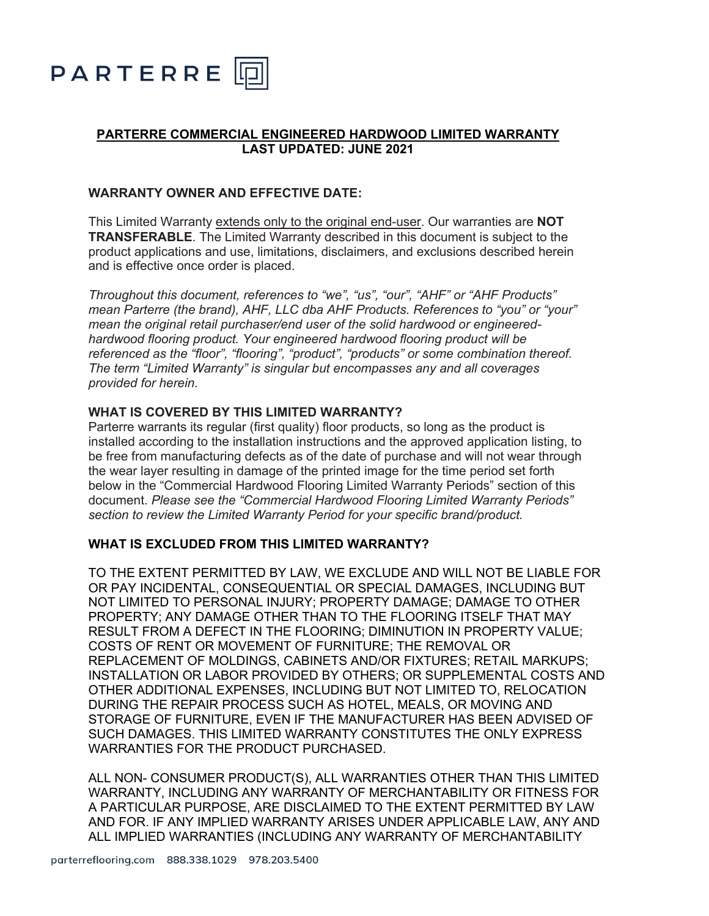PARTERRE

# PARTERRE COMMERCIAL ENGINEERED HARDWOOD LIMITED WARRANTY
## LAST UPDATED: JUNE 2021

### WARRANTY OWNER AND EFFECTIVE DATE:

This Limited Warranty extends only to the original end-user. Our warranties are **NOT TRANSFERABLE**. The Limited Warranty described in this document is subject to the product applications and use, limitations, disclaimers, and exclusions described herein and is effective once order is placed.

*Throughout this document, references to "we", "us", "our", "AHF" or "AHF Products" mean Parterre (the brand), AHF, LLC dba AHF Products. References to "you" or "your" mean the original retail purchaser/end user of the solid hardwood or engineered-hardwood flooring product. Your engineered hardwood flooring product will be referenced as the "floor", "flooring", "product", "products" or some combination thereof. The term "Limited Warranty" is singular but encompasses any and all coverages provided for herein.*

### WHAT IS COVERED BY THIS LIMITED WARRANTY?

Parterre warrants its regular (first quality) floor products, so long as the product is installed according to the installation instructions and the approved application listing, to be free from manufacturing defects as of the date of purchase and will not wear through the wear layer resulting in damage of the printed image for the time period set forth below in the "Commercial Hardwood Flooring Limited Warranty Periods" section of this document. *Please see the "Commercial Hardwood Flooring Limited Warranty Periods" section to review the Limited Warranty Period for your specific brand/product.*

### WHAT IS EXCLUDED FROM THIS LIMITED WARRANTY?

TO THE EXTENT PERMITTED BY LAW, WE EXCLUDE AND WILL NOT BE LIABLE FOR OR PAY INCIDENTAL, CONSEQUENTIAL OR SPECIAL DAMAGES, INCLUDING BUT NOT LIMITED TO PERSONAL INJURY; PROPERTY DAMAGE; DAMAGE TO OTHER PROPERTY; ANY DAMAGE OTHER THAN TO THE FLOORING ITSELF THAT MAY RESULT FROM A DEFECT IN THE FLOORING; DIMINUTION IN PROPERTY VALUE; COSTS OF RENT OR MOVEMENT OF FURNITURE; THE REMOVAL OR REPLACEMENT OF MOLDINGS, CABINETS AND/OR FIXTURES; RETAIL MARKUPS; INSTALLATION OR LABOR PROVIDED BY OTHERS; OR SUPPLEMENTAL COSTS AND OTHER ADDITIONAL EXPENSES, INCLUDING BUT NOT LIMITED TO, RELOCATION DURING THE REPAIR PROCESS SUCH AS HOTEL, MEALS, OR MOVING AND STORAGE OF FURNITURE, EVEN IF THE MANUFACTURER HAS BEEN ADVISED OF SUCH DAMAGES. THIS LIMITED WARRANTY CONSTITUTES THE ONLY EXPRESS WARRANTIES FOR THE PRODUCT PURCHASED.

ALL NON- CONSUMER PRODUCT(S), ALL WARRANTIES OTHER THAN THIS LIMITED WARRANTY, INCLUDING ANY WARRANTY OF MERCHANTABILITY OR FITNESS FOR A PARTICULAR PURPOSE, ARE DISCLAIMED TO THE EXTENT PERMITTED BY LAW AND FOR. IF ANY IMPLIED WARRANTY ARISES UNDER APPLICABLE LAW, ANY AND ALL IMPLIED WARRANTIES (INCLUDING ANY WARRANTY OF MERCHANTABILITY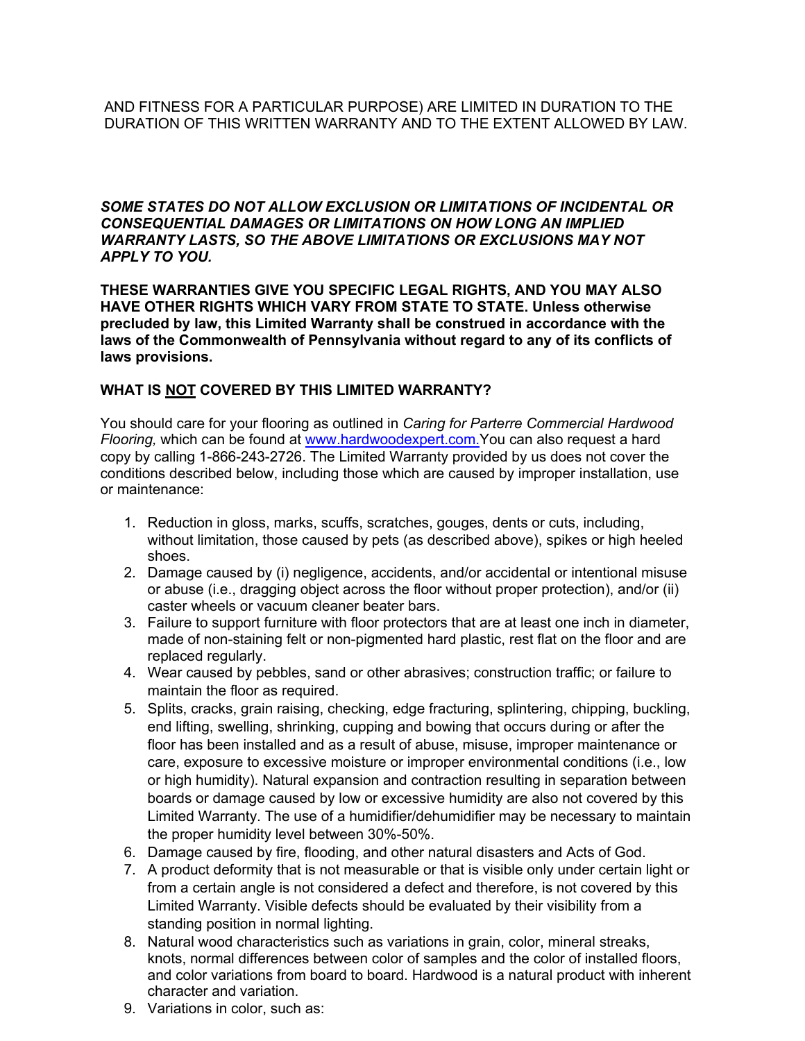AND FITNESS FOR A PARTICULAR PURPOSE) ARE LIMITED IN DURATION TO THE DURATION OF THIS WRITTEN WARRANTY AND TO THE EXTENT ALLOWED BY LAW.

***SOME STATES DO NOT ALLOW EXCLUSION OR LIMITATIONS OF INCIDENTAL OR CONSEQUENTIAL DAMAGES OR LIMITATIONS ON HOW LONG AN IMPLIED WARRANTY LASTS, SO THE ABOVE LIMITATIONS OR EXCLUSIONS MAY NOT APPLY TO YOU.***

**THESE WARRANTIES GIVE YOU SPECIFIC LEGAL RIGHTS, AND YOU MAY ALSO HAVE OTHER RIGHTS WHICH VARY FROM STATE TO STATE. Unless otherwise precluded by law, this Limited Warranty shall be construed in accordance with the laws of the Commonwealth of Pennsylvania without regard to any of its conflicts of laws provisions.**

## WHAT IS NOT COVERED BY THIS LIMITED WARRANTY?

You should care for your flooring as outlined in *Caring for Parterre Commercial Hardwood Flooring,* which can be found at www.hardwoodexpert.com. You can also request a hard copy by calling 1-866-243-2726. The Limited Warranty provided by us does not cover the conditions described below, including those which are caused by improper installation, use or maintenance:

1. Reduction in gloss, marks, scuffs, scratches, gouges, dents or cuts, including, without limitation, those caused by pets (as described above), spikes or high heeled shoes.
2. Damage caused by (i) negligence, accidents, and/or accidental or intentional misuse or abuse (i.e., dragging object across the floor without proper protection), and/or (ii) caster wheels or vacuum cleaner beater bars.
3. Failure to support furniture with floor protectors that are at least one inch in diameter, made of non-staining felt or non-pigmented hard plastic, rest flat on the floor and are replaced regularly.
4. Wear caused by pebbles, sand or other abrasives; construction traffic; or failure to maintain the floor as required.
5. Splits, cracks, grain raising, checking, edge fracturing, splintering, chipping, buckling, end lifting, swelling, shrinking, cupping and bowing that occurs during or after the floor has been installed and as a result of abuse, misuse, improper maintenance or care, exposure to excessive moisture or improper environmental conditions (i.e., low or high humidity). Natural expansion and contraction resulting in separation between boards or damage caused by low or excessive humidity are also not covered by this Limited Warranty. The use of a humidifier/dehumidifier may be necessary to maintain the proper humidity level between 30%-50%.
6. Damage caused by fire, flooding, and other natural disasters and Acts of God.
7. A product deformity that is not measurable or that is visible only under certain light or from a certain angle is not considered a defect and therefore, is not covered by this Limited Warranty. Visible defects should be evaluated by their visibility from a standing position in normal lighting.
8. Natural wood characteristics such as variations in grain, color, mineral streaks, knots, normal differences between color of samples and the color of installed floors, and color variations from board to board. Hardwood is a natural product with inherent character and variation.
9. Variations in color, such as: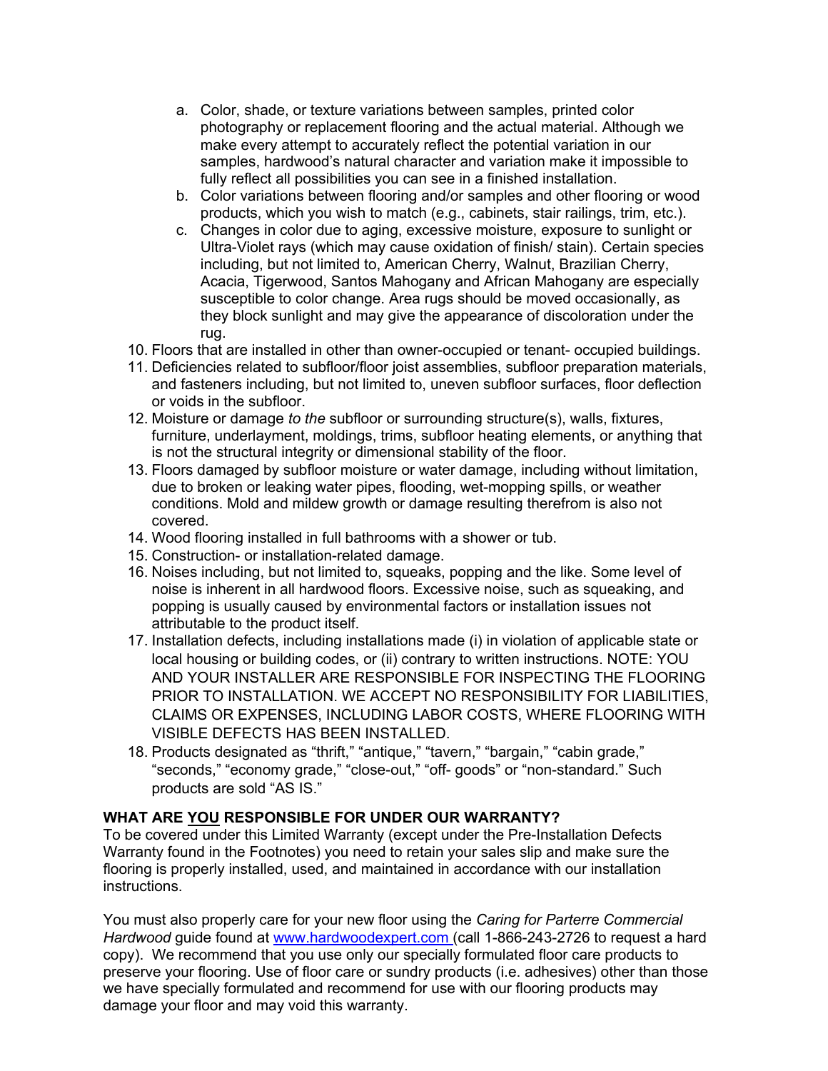a. Color, shade, or texture variations between samples, printed color photography or replacement flooring and the actual material. Although we make every attempt to accurately reflect the potential variation in our samples, hardwood's natural character and variation make it impossible to fully reflect all possibilities you can see in a finished installation.
   b. Color variations between flooring and/or samples and other flooring or wood products, which you wish to match (e.g., cabinets, stair railings, trim, etc.).
   c. Changes in color due to aging, excessive moisture, exposure to sunlight or Ultra-Violet rays (which may cause oxidation of finish/ stain). Certain species including, but not limited to, American Cherry, Walnut, Brazilian Cherry, Acacia, Tigerwood, Santos Mahogany and African Mahogany are especially susceptible to color change. Area rugs should be moved occasionally, as they block sunlight and may give the appearance of discoloration under the rug.

10. Floors that are installed in other than owner-occupied or tenant- occupied buildings.
11. Deficiencies related to subfloor/floor joist assemblies, subfloor preparation materials, and fasteners including, but not limited to, uneven subfloor surfaces, floor deflection or voids in the subfloor.
12. Moisture or damage *to the* subfloor or surrounding structure(s), walls, fixtures, furniture, underlayment, moldings, trims, subfloor heating elements, or anything that is not the structural integrity or dimensional stability of the floor.
13. Floors damaged by subfloor moisture or water damage, including without limitation, due to broken or leaking water pipes, flooding, wet-mopping spills, or weather conditions. Mold and mildew growth or damage resulting therefrom is also not covered.
14. Wood flooring installed in full bathrooms with a shower or tub.
15. Construction- or installation-related damage.
16. Noises including, but not limited to, squeaks, popping and the like. Some level of noise is inherent in all hardwood floors. Excessive noise, such as squeaking, and popping is usually caused by environmental factors or installation issues not attributable to the product itself.
17. Installation defects, including installations made (i) in violation of applicable state or local housing or building codes, or (ii) contrary to written instructions. NOTE: YOU AND YOUR INSTALLER ARE RESPONSIBLE FOR INSPECTING THE FLOORING PRIOR TO INSTALLATION. WE ACCEPT NO RESPONSIBILITY FOR LIABILITIES, CLAIMS OR EXPENSES, INCLUDING LABOR COSTS, WHERE FLOORING WITH VISIBLE DEFECTS HAS BEEN INSTALLED.
18. Products designated as "thrift," "antique," "tavern," "bargain," "cabin grade," "seconds," "economy grade," "close-out," "off- goods" or "non-standard." Such products are sold "AS IS."

**WHAT ARE <u>YOU</u> RESPONSIBLE FOR UNDER OUR WARRANTY?**

To be covered under this Limited Warranty (except under the Pre-Installation Defects Warranty found in the Footnotes) you need to retain your sales slip and make sure the flooring is properly installed, used, and maintained in accordance with our installation instructions.

You must also properly care for your new floor using the *Caring for Parterre Commercial Hardwood* guide found at [www.hardwoodexpert.com](http://www.hardwoodexpert.com) (call 1-866-243-2726 to request a hard copy). We recommend that you use only our specially formulated floor care products to preserve your flooring. Use of floor care or sundry products (i.e. adhesives) other than those we have specially formulated and recommend for use with our flooring products may damage your floor and may void this warranty.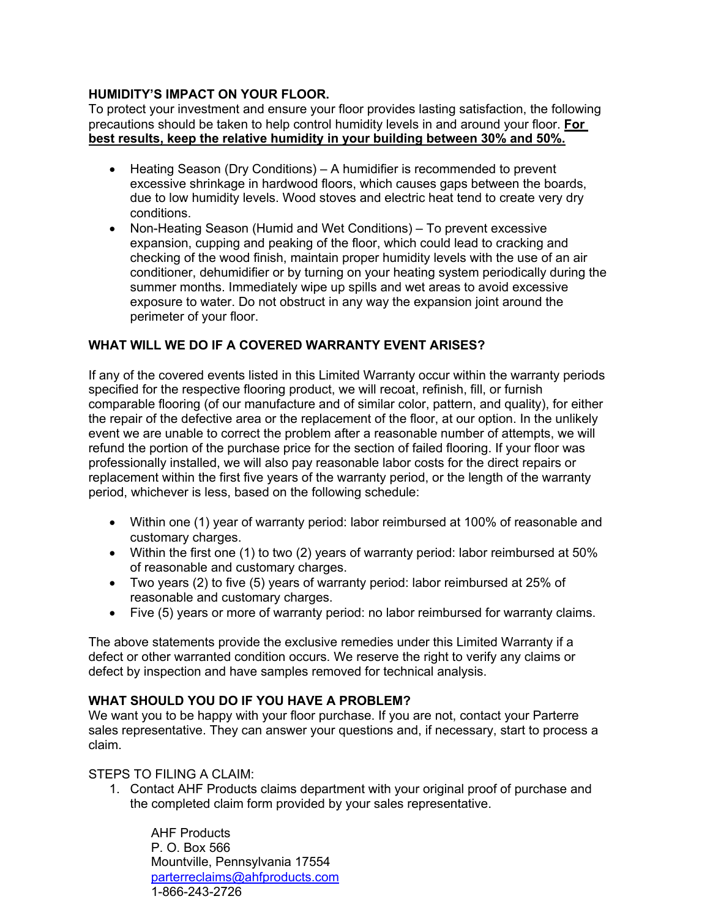**HUMIDITY'S IMPACT ON YOUR FLOOR.**

To protect your investment and ensure your floor provides lasting satisfaction, the following precautions should be taken to help control humidity levels in and around your floor. **For best results, keep the relative humidity in your building between 30% and 50%.**

- Heating Season (Dry Conditions) – A humidifier is recommended to prevent excessive shrinkage in hardwood floors, which causes gaps between the boards, due to low humidity levels. Wood stoves and electric heat tend to create very dry conditions.
- Non-Heating Season (Humid and Wet Conditions) – To prevent excessive expansion, cupping and peaking of the floor, which could lead to cracking and checking of the wood finish, maintain proper humidity levels with the use of an air conditioner, dehumidifier or by turning on your heating system periodically during the summer months. Immediately wipe up spills and wet areas to avoid excessive exposure to water. Do not obstruct in any way the expansion joint around the perimeter of your floor.

**WHAT WILL WE DO IF A COVERED WARRANTY EVENT ARISES?**

If any of the covered events listed in this Limited Warranty occur within the warranty periods specified for the respective flooring product, we will recoat, refinish, fill, or furnish comparable flooring (of our manufacture and of similar color, pattern, and quality), for either the repair of the defective area or the replacement of the floor, at our option. In the unlikely event we are unable to correct the problem after a reasonable number of attempts, we will refund the portion of the purchase price for the section of failed flooring. If your floor was professionally installed, we will also pay reasonable labor costs for the direct repairs or replacement within the first five years of the warranty period, or the length of the warranty period, whichever is less, based on the following schedule:

- Within one (1) year of warranty period: labor reimbursed at 100% of reasonable and customary charges.
- Within the first one (1) to two (2) years of warranty period: labor reimbursed at 50% of reasonable and customary charges.
- Two years (2) to five (5) years of warranty period: labor reimbursed at 25% of reasonable and customary charges.
- Five (5) years or more of warranty period: no labor reimbursed for warranty claims.

The above statements provide the exclusive remedies under this Limited Warranty if a defect or other warranted condition occurs. We reserve the right to verify any claims or defect by inspection and have samples removed for technical analysis.

**WHAT SHOULD YOU DO IF YOU HAVE A PROBLEM?**

We want you to be happy with your floor purchase. If you are not, contact your Parterre sales representative. They can answer your questions and, if necessary, start to process a claim.

STEPS TO FILING A CLAIM:

1. Contact AHF Products claims department with your original proof of purchase and the completed claim form provided by your sales representative.

   AHF Products
   P. O. Box 566
   Mountville, Pennsylvania 17554
   parterreclaims@ahfproducts.com
   1-866-243-2726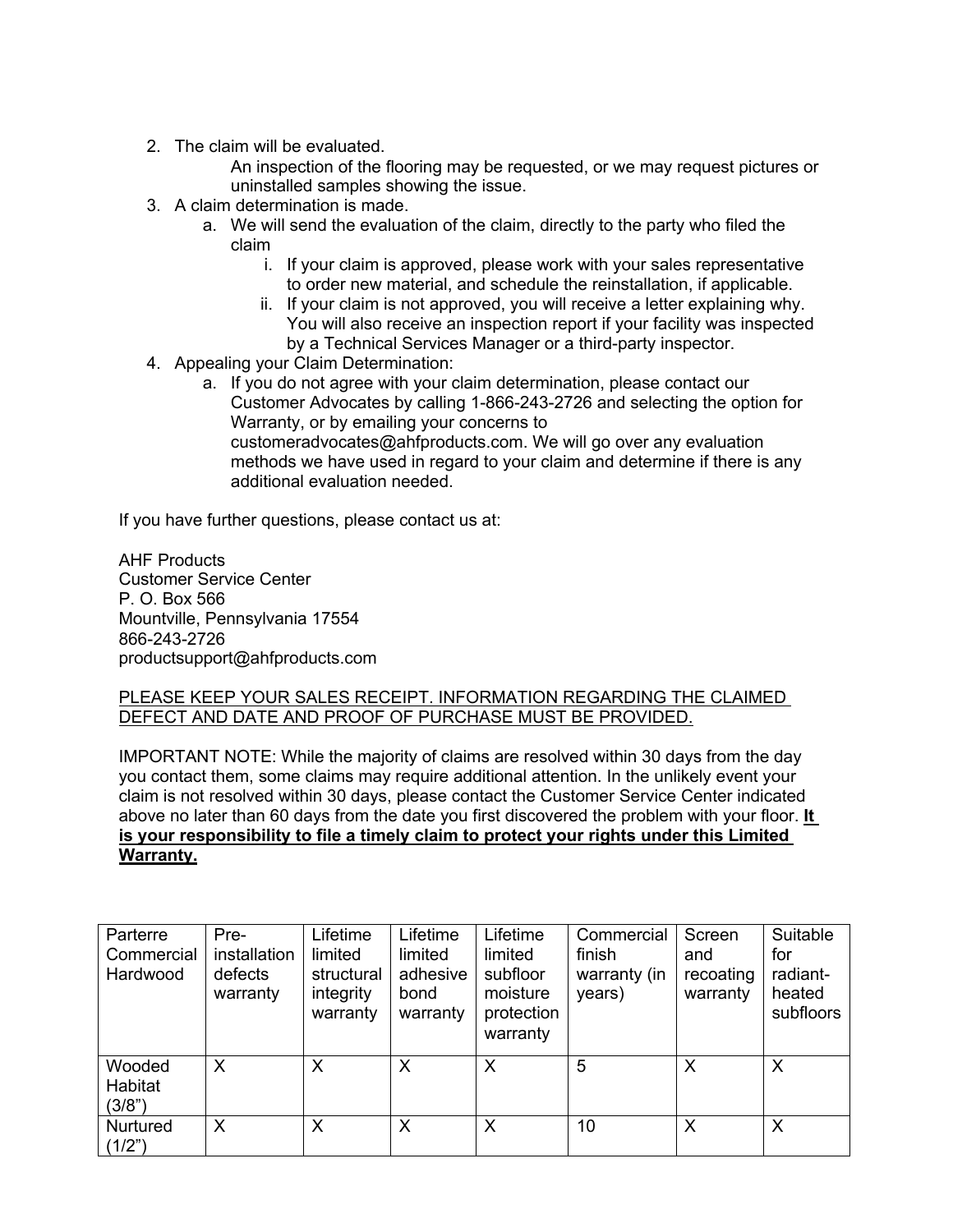2. The claim will be evaluated.
   An inspection of the flooring may be requested, or we may request pictures or uninstalled samples showing the issue.
3. A claim determination is made.
   a. We will send the evaluation of the claim, directly to the party who filed the claim
      i. If your claim is approved, please work with your sales representative to order new material, and schedule the reinstallation, if applicable.
      ii. If your claim is not approved, you will receive a letter explaining why. You will also receive an inspection report if your facility was inspected by a Technical Services Manager or a third-party inspector.
4. Appealing your Claim Determination:
   a. If you do not agree with your claim determination, please contact our Customer Advocates by calling 1-866-243-2726 and selecting the option for Warranty, or by emailing your concerns to customeradvocates@ahfproducts.com. We will go over any evaluation methods we have used in regard to your claim and determine if there is any additional evaluation needed.

If you have further questions, please contact us at:

AHF Products
Customer Service Center
P. O. Box 566
Mountville, Pennsylvania 17554
866-243-2726
productsupport@ahfproducts.com

<u>PLEASE KEEP YOUR SALES RECEIPT. INFORMATION REGARDING THE CLAIMED DEFECT AND DATE AND PROOF OF PURCHASE MUST BE PROVIDED.</u>

IMPORTANT NOTE: While the majority of claims are resolved within 30 days from the day you contact them, some claims may require additional attention. In the unlikely event your claim is not resolved within 30 days, please contact the Customer Service Center indicated above no later than 60 days from the date you first discovered the problem with your floor. **<u>It is your responsibility to file a timely claim to protect your rights under this Limited Warranty.</u>**

| Parterre Commercial Hardwood | Pre-installation defects warranty | Lifetime limited structural integrity warranty | Lifetime limited adhesive bond warranty | Lifetime limited subfloor moisture protection warranty | Commercial finish warranty (in years) | Screen and recoating warranty | Suitable for radiant-heated subfloors |
|---|---|---|---|---|---|---|---|
| Wooded Habitat (3/8") | X | X | X | X | 5 | X | X |
| Nurtured (1/2") | X | X | X | X | 10 | X | X |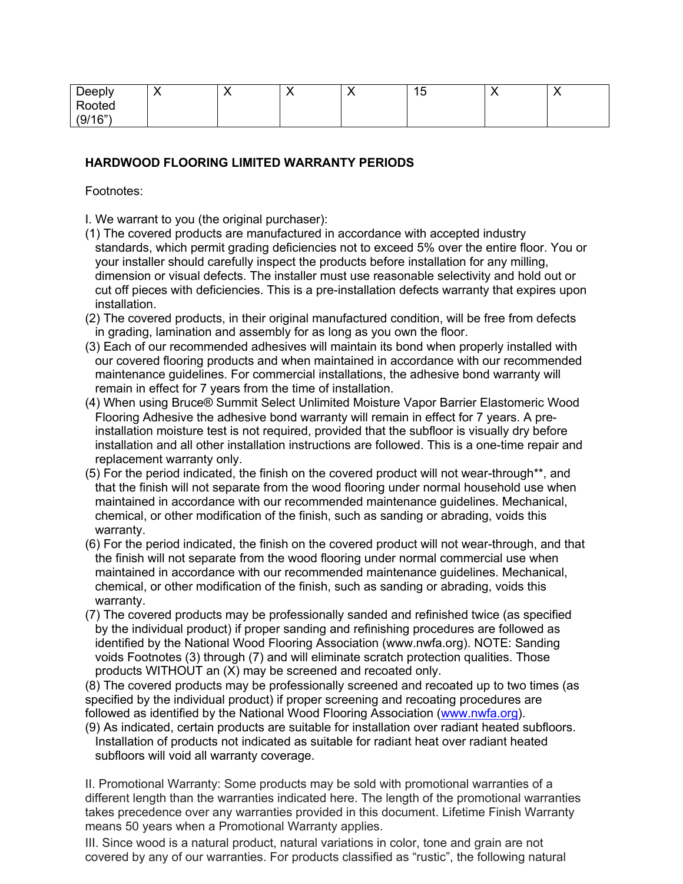| Deeply Rooted (9/16") | X | X | X | X | 15 | X | X |
|---|---|---|---|---|---|---|---|

**HARDWOOD FLOORING LIMITED WARRANTY PERIODS**

Footnotes:

I. We warrant to you (the original purchaser):

(1) The covered products are manufactured in accordance with accepted industry standards, which permit grading deficiencies not to exceed 5% over the entire floor. You or your installer should carefully inspect the products before installation for any milling, dimension or visual defects. The installer must use reasonable selectivity and hold out or cut off pieces with deficiencies. This is a pre-installation defects warranty that expires upon installation.

(2) The covered products, in their original manufactured condition, will be free from defects in grading, lamination and assembly for as long as you own the floor.

(3) Each of our recommended adhesives will maintain its bond when properly installed with our covered flooring products and when maintained in accordance with our recommended maintenance guidelines. For commercial installations, the adhesive bond warranty will remain in effect for 7 years from the time of installation.

(4) When using Bruce® Summit Select Unlimited Moisture Vapor Barrier Elastomeric Wood Flooring Adhesive the adhesive bond warranty will remain in effect for 7 years. A pre-installation moisture test is not required, provided that the subfloor is visually dry before installation and all other installation instructions are followed. This is a one-time repair and replacement warranty only.

(5) For the period indicated, the finish on the covered product will not wear-through**, and that the finish will not separate from the wood flooring under normal household use when maintained in accordance with our recommended maintenance guidelines. Mechanical, chemical, or other modification of the finish, such as sanding or abrading, voids this warranty.

(6) For the period indicated, the finish on the covered product will not wear-through, and that the finish will not separate from the wood flooring under normal commercial use when maintained in accordance with our recommended maintenance guidelines. Mechanical, chemical, or other modification of the finish, such as sanding or abrading, voids this warranty.

(7) The covered products may be professionally sanded and refinished twice (as specified by the individual product) if proper sanding and refinishing procedures are followed as identified by the National Wood Flooring Association (www.nwfa.org). NOTE: Sanding voids Footnotes (3) through (7) and will eliminate scratch protection qualities. Those products WITHOUT an (X) may be screened and recoated only.

(8) The covered products may be professionally screened and recoated up to two times (as specified by the individual product) if proper screening and recoating procedures are followed as identified by the National Wood Flooring Association (www.nwfa.org).

(9) As indicated, certain products are suitable for installation over radiant heated subfloors. Installation of products not indicated as suitable for radiant heat over radiant heated subfloors will void all warranty coverage.

II. Promotional Warranty: Some products may be sold with promotional warranties of a different length than the warranties indicated here. The length of the promotional warranties takes precedence over any warranties provided in this document. Lifetime Finish Warranty means 50 years when a Promotional Warranty applies.

III. Since wood is a natural product, natural variations in color, tone and grain are not covered by any of our warranties. For products classified as "rustic", the following natural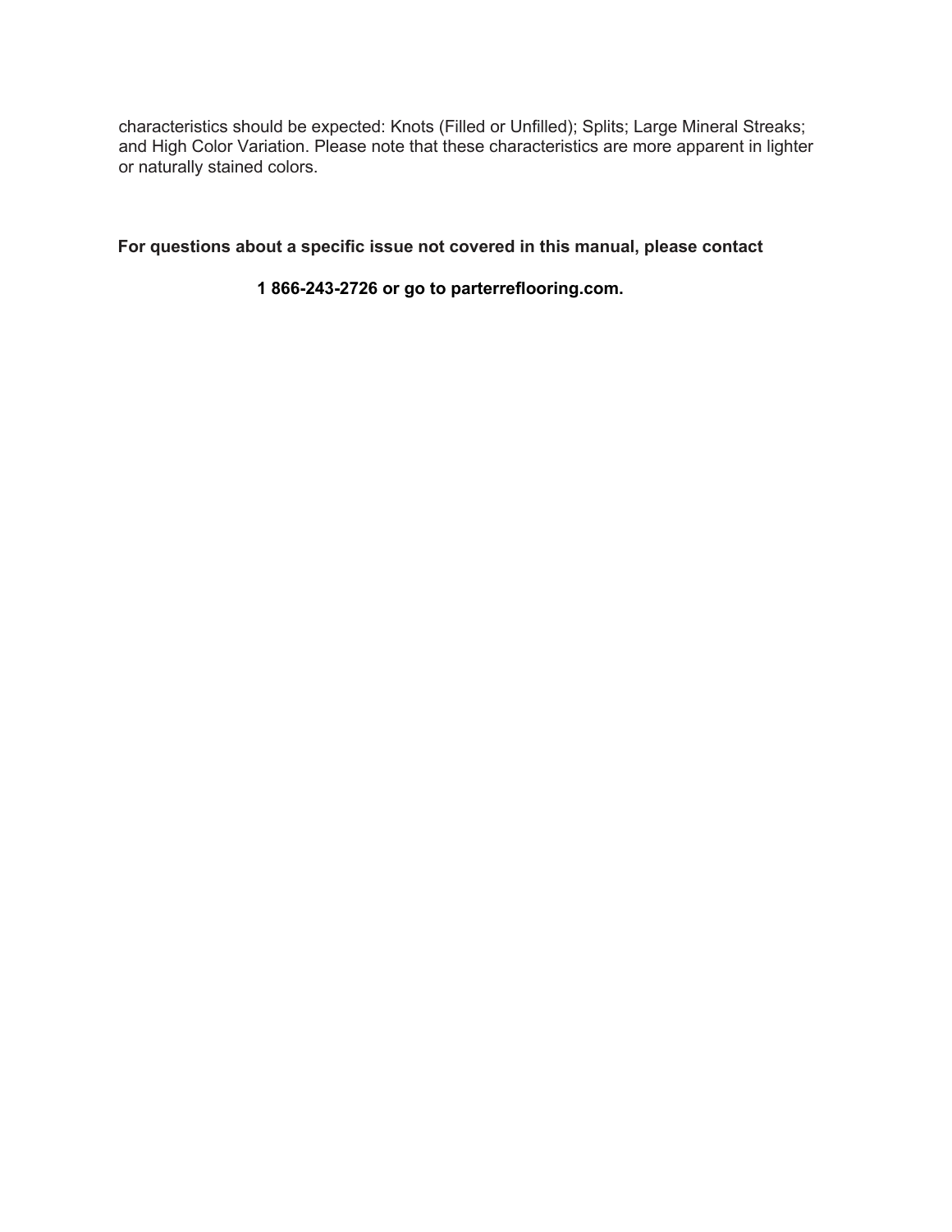characteristics should be expected: Knots (Filled or Unfilled); Splits; Large Mineral Streaks; and High Color Variation. Please note that these characteristics are more apparent in lighter or naturally stained colors.

**For questions about a specific issue not covered in this manual, please contact**

**1 866-243-2726 or go to parterreflooring.com.**